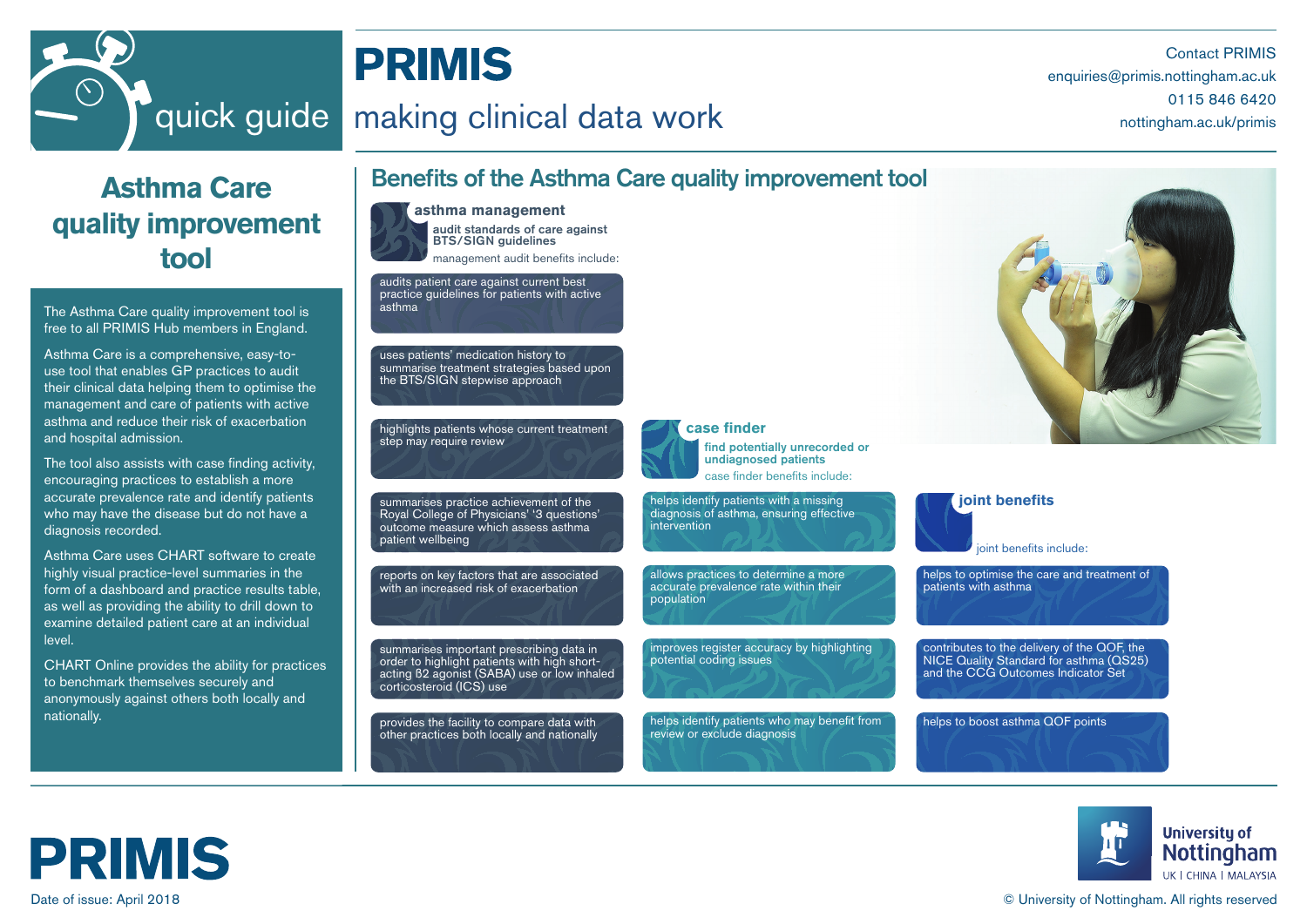quick guide

# PRIMIS

making clinical data work

Contact PRIMIS
enquiries@primis.nottingham.ac.uk
0115 846 6420
nottingham.ac.uk/primis

# Asthma Care quality improvement tool

The Asthma Care quality improvement tool is free to all PRIMIS Hub members in England.

Asthma Care is a comprehensive, easy-to-use tool that enables GP practices to audit their clinical data helping them to optimise the management and care of patients with active asthma and reduce their risk of exacerbation and hospital admission.

The tool also assists with case finding activity, encouraging practices to establish a more accurate prevalence rate and identify patients who may have the disease but do not have a diagnosis recorded.

Asthma Care uses CHART software to create highly visual practice-level summaries in the form of a dashboard and practice results table, as well as providing the ability to drill down to examine detailed patient care at an individual level.

CHART Online provides the ability for practices to benchmark themselves securely and anonymously against others both locally and nationally.

## Benefits of the Asthma Care quality improvement tool

### asthma management

**audit standards of care against BTS/SIGN guidelines**

management audit benefits include:

- audits patient care against current best practice guidelines for patients with active asthma
- uses patients' medication history to summarise treatment strategies based upon the BTS/SIGN stepwise approach
- highlights patients whose current treatment step may require review
- summarises practice achievement of the Royal College of Physicians' '3 questions' outcome measure which assess asthma patient wellbeing
- reports on key factors that are associated with an increased risk of exacerbation
- summarises important prescribing data in order to highlight patients with high short-acting B2 agonist (SABA) use or low inhaled corticosteroid (ICS) use
- provides the facility to compare data with other practices both locally and nationally

### case finder

**find potentially unrecorded or undiagnosed patients**

case finder benefits include:

- helps identify patients with a missing diagnosis of asthma, ensuring effective intervention
- allows practices to determine a more accurate prevalence rate within their population
- improves register accuracy by highlighting potential coding issues
- helps identify patients who may benefit from review or exclude diagnosis

### joint benefits

joint benefits include:

- helps to optimise the care and treatment of patients with asthma
- contributes to the delivery of the QOF, the NICE Quality Standard for asthma (QS25) and the CCG Outcomes Indicator Set
- helps to boost asthma QOF points

PRIMIS

Date of issue: April 2018

University of Nottingham
UK | CHINA | MALAYSIA

© University of Nottingham. All rights reserved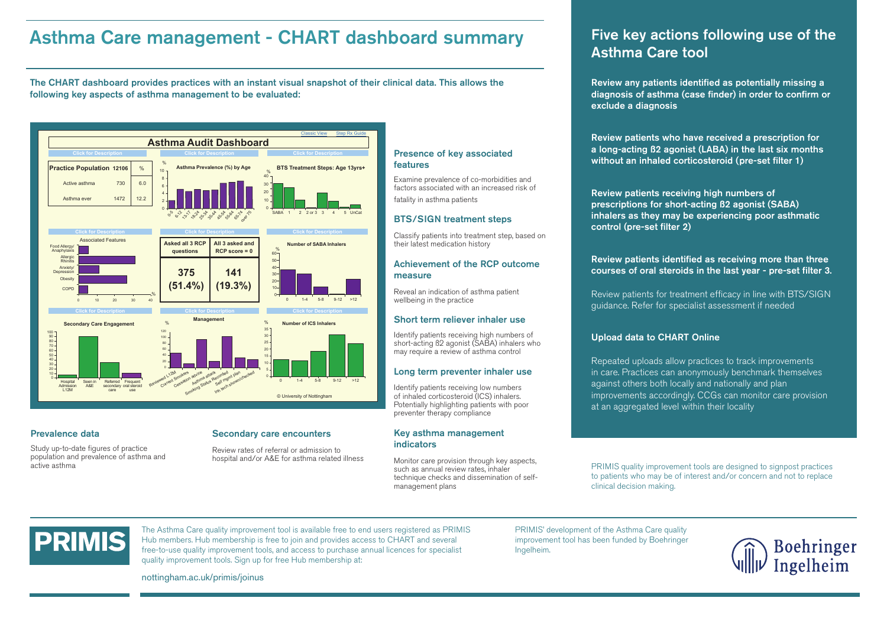# Asthma Care management - CHART dashboard summary

**The CHART dashboard provides practices with an instant visual snapshot of their clinical data. This allows the following key aspects of asthma management to be evaluated:**

Classic View
Step Rx Guide

Asthma Audit Dashboard

Click for Description

| Practice Population | 12106 | % |
|---|---|---|
| Active asthma | 730 | 6.0 |
| Asthma ever | 1472 | 12.2 |

Asthma Prevalence (%) by Age

BTS Treatment Steps: Age 13yrs+

Associated Features

Food Allergy/ Anaphylaxis
Allergic Rhinitis
Anxiety/ Depression
Obesity
COPD

| Asked all 3 RCP questions | All 3 asked and RCP score = 0 |
|---|---|
| 375 (51.4%) | 141 (19.3%) |

Number of SABA Inhalers

Secondary Care Engagement

Hospital Admission L12M
Seen in A&E
Referred secondary care
Frequent oral steroid use

Management

Reviewed L12M
Current Smokers
Cessation advice
Asthma attack
Smoking Status Recorded
Self mgmt plan
Inh tech shown/checked

Number of ICS Inhalers

© University of Nottingham

### Prevalence data

Study up-to-date figures of practice population and prevalence of asthma and active asthma

### Secondary care encounters

Review rates of referral or admission to hospital and/or A&E for asthma related illness

### Presence of key associated features

Examine prevalence of co-morbidities and factors associated with an increased risk of fatality in asthma patients

### BTS/SIGN treatment steps

Classify patients into treatment step, based on their latest medication history

### Achievement of the RCP outcome measure

Reveal an indication of asthma patient wellbeing in the practice

### Short term reliever inhaler use

Identify patients receiving high numbers of short-acting ß2 agonist (SABA) inhalers who may require a review of asthma control

### Long term preventer inhaler use

Identify patients receiving low numbers of inhaled corticosteroid (ICS) inhalers. Potentially highlighting patients with poor preventer therapy compliance

### Key asthma management indicators

Monitor care provision through key aspects, such as annual review rates, inhaler technique checks and dissemination of self-management plans

## Five key actions following use of the Asthma Care tool

**Review any patients identified as potentially missing a diagnosis of asthma (case finder) in order to confirm or exclude a diagnosis**

**Review patients who have received a prescription for a long-acting ß2 agonist (LABA) in the last six months without an inhaled corticosteroid (pre-set filter 1)**

**Review patients receiving high numbers of prescriptions for short-acting ß2 agonist (SABA) inhalers as they may be experiencing poor asthmatic control (pre-set filter 2)**

**Review patients identified as receiving more than three courses of oral steroids in the last year - pre-set filter 3.**

Review patients for treatment efficacy in line with BTS/SIGN guidance. Refer for specialist assessment if needed

**Upload data to CHART Online**

Repeated uploads allow practices to track improvements in care. Practices can anonymously benchmark themselves against others both locally and nationally and plan improvements accordingly. CCGs can monitor care provision at an aggregated level within their locality

PRIMIS quality improvement tools are designed to signpost practices to patients who may be of interest and/or concern and not to replace clinical decision making.

**PRIMIS**

The Asthma Care quality improvement tool is available free to end users registered as PRIMIS Hub members. Hub membership is free to join and provides access to CHART and several free-to-use quality improvement tools, and access to purchase annual licences for specialist quality improvement tools. Sign up for free Hub membership at:

nottingham.ac.uk/primis/joinus

PRIMIS' development of the Asthma Care quality improvement tool has been funded by Boehringer Ingelheim.

Boehringer Ingelheim